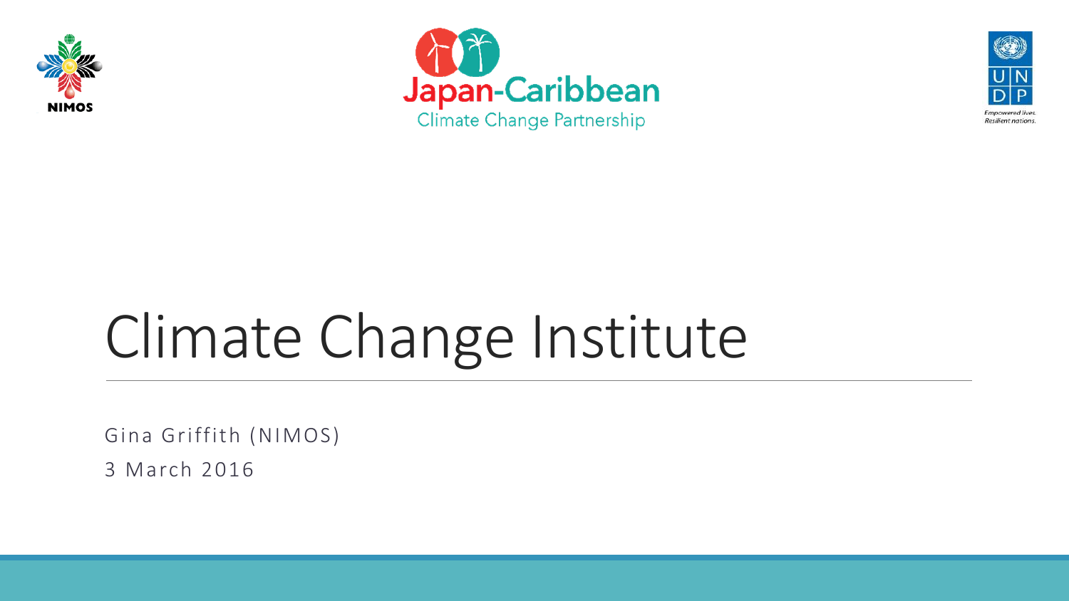NIMOS

Japan-Caribbean
Climate Change Partnership

UNDP
Empowered lives.
Resilient nations.

# Climate Change Institute

Gina Griffith (NIMOS)

3 March 2016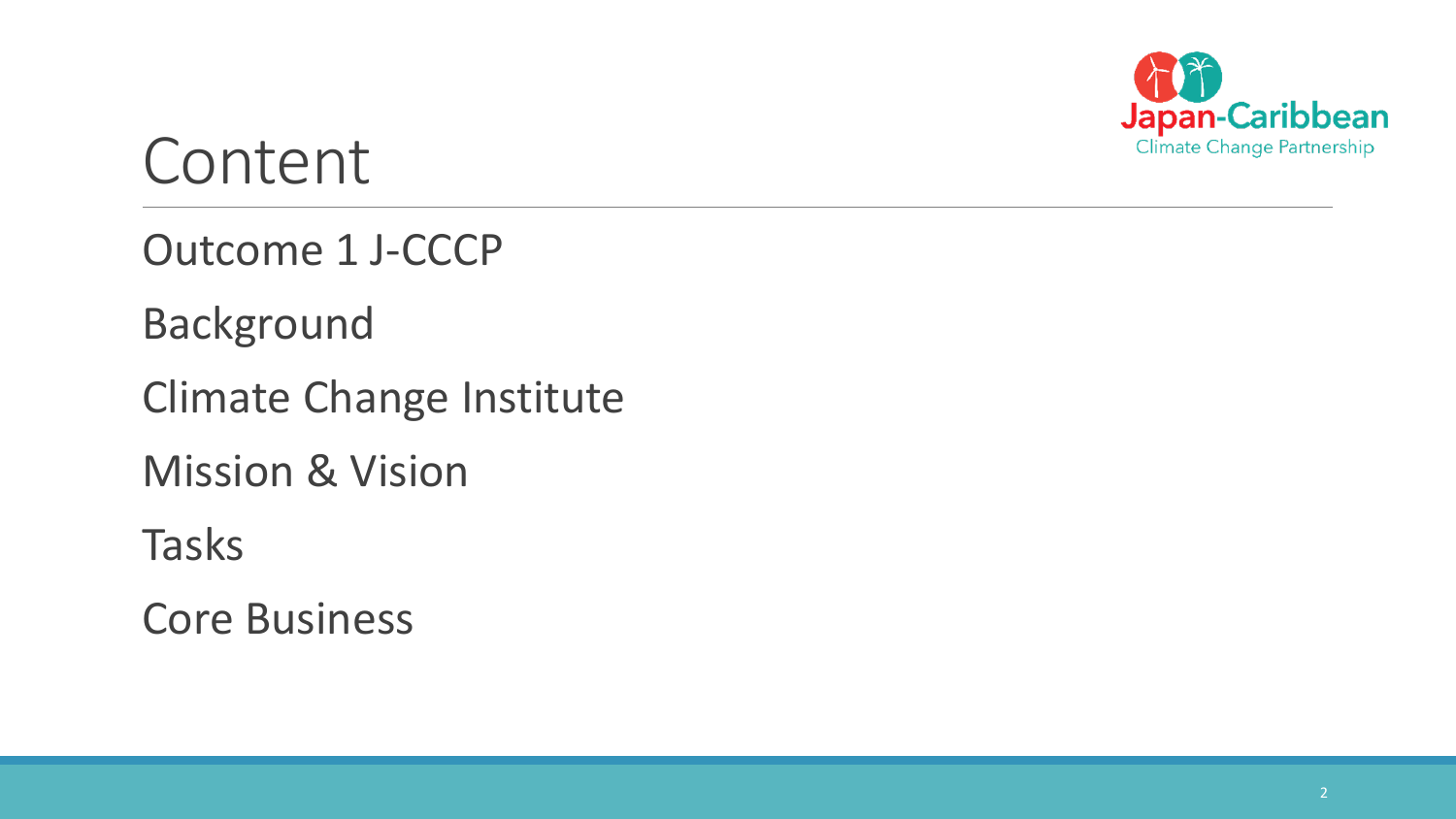# Content

Outcome 1 J-CCCP

Background

Climate Change Institute

Mission & Vision

Tasks

Core Business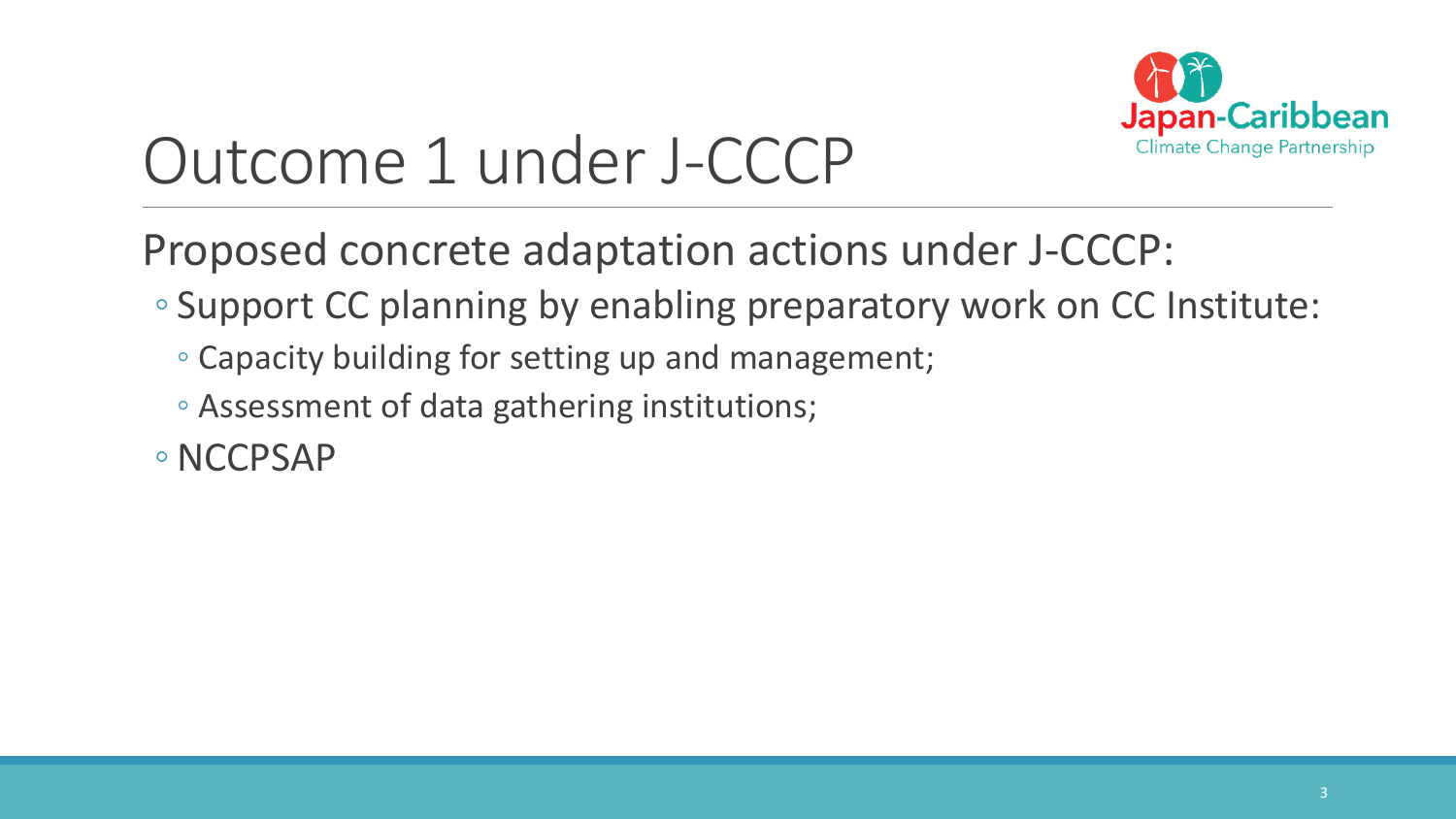# Outcome 1 under J-CCCP

Proposed concrete adaptation actions under J-CCCP:

- Support CC planning by enabling preparatory work on CC Institute:
  - Capacity building for setting up and management;
  - Assessment of data gathering institutions;
- NCCPSAP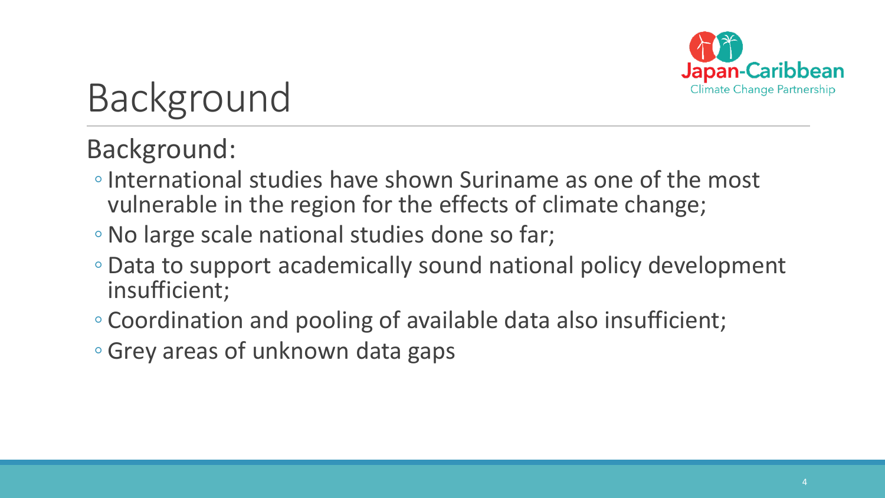# Background

Background:

- International studies have shown Suriname as one of the most vulnerable in the region for the effects of climate change;
- No large scale national studies done so far;
- Data to support academically sound national policy development insufficient;
- Coordination and pooling of available data also insufficient;
- Grey areas of unknown data gaps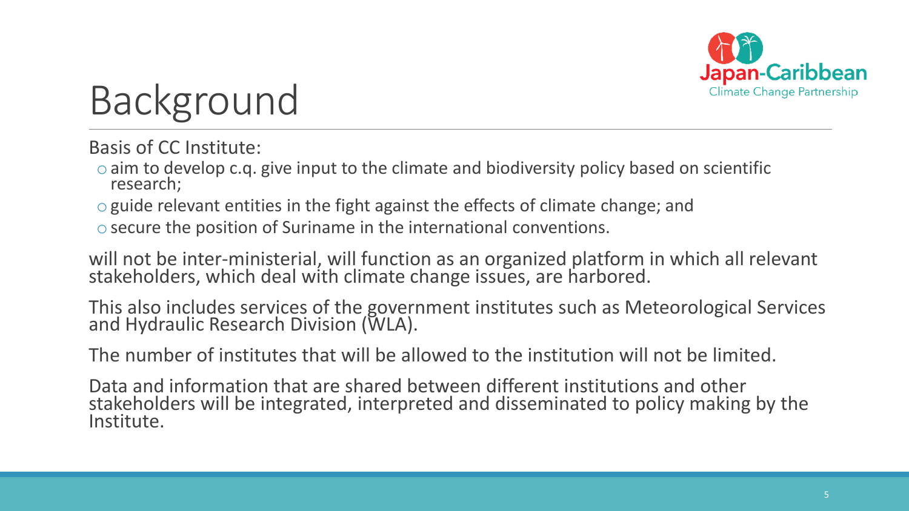# Background

Basis of CC Institute:

- aim to develop c.q. give input to the climate and biodiversity policy based on scientific research;
- guide relevant entities in the fight against the effects of climate change; and
- secure the position of Suriname in the international conventions.

will not be inter-ministerial, will function as an organized platform in which all relevant stakeholders, which deal with climate change issues, are harbored.

This also includes services of the government institutes such as Meteorological Services and Hydraulic Research Division (WLA).

The number of institutes that will be allowed to the institution will not be limited.

Data and information that are shared between different institutions and other stakeholders will be integrated, interpreted and disseminated to policy making by the Institute.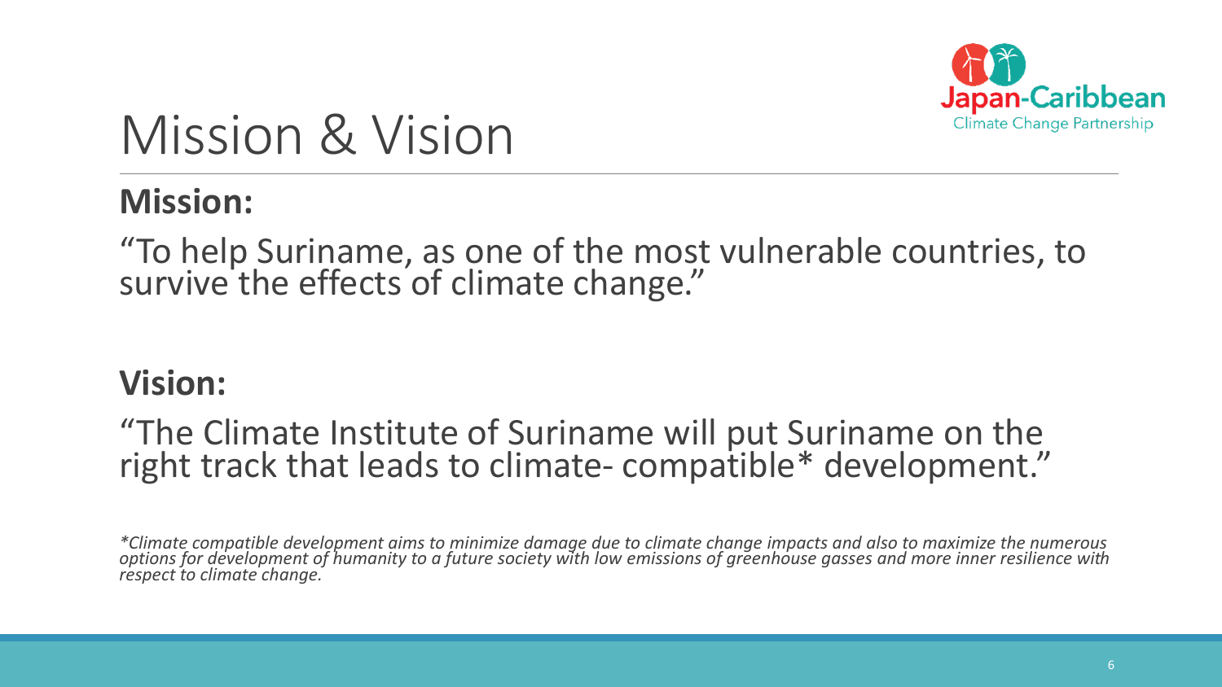# Mission & Vision

**Mission:**

"To help Suriname, as one of the most vulnerable countries, to survive the effects of climate change."

**Vision:**

"The Climate Institute of Suriname will put Suriname on the right track that leads to climate- compatible* development."

*\*Climate compatible development aims to minimize damage due to climate change impacts and also to maximize the numerous options for development of humanity to a future society with low emissions of greenhouse gasses and more inner resilience with respect to climate change.*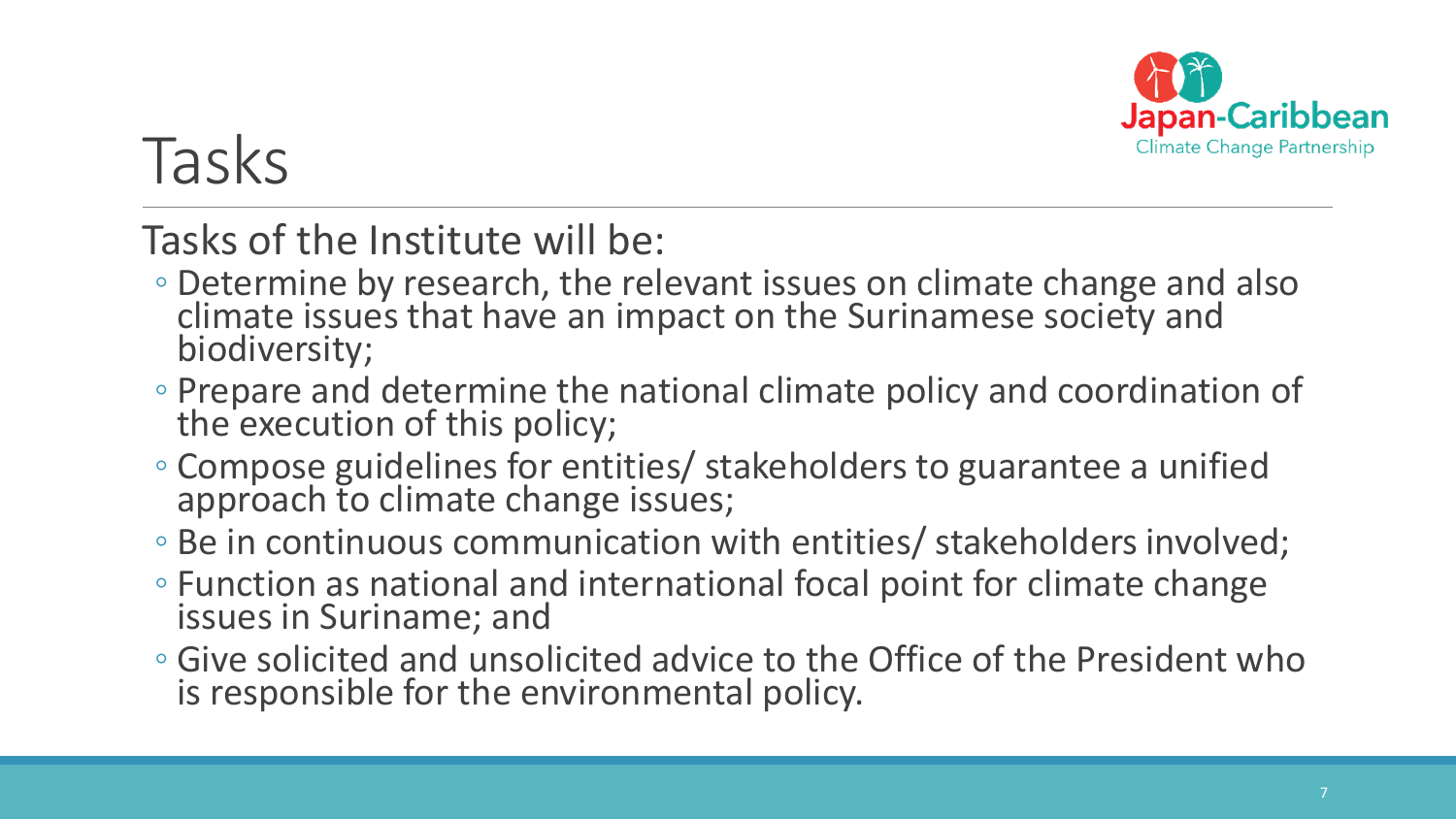# Tasks

Tasks of the Institute will be:

- Determine by research, the relevant issues on climate change and also climate issues that have an impact on the Surinamese society and biodiversity;
- Prepare and determine the national climate policy and coordination of the execution of this policy;
- Compose guidelines for entities/ stakeholders to guarantee a unified approach to climate change issues;
- Be in continuous communication with entities/ stakeholders involved;
- Function as national and international focal point for climate change issues in Suriname; and
- Give solicited and unsolicited advice to the Office of the President who is responsible for the environmental policy.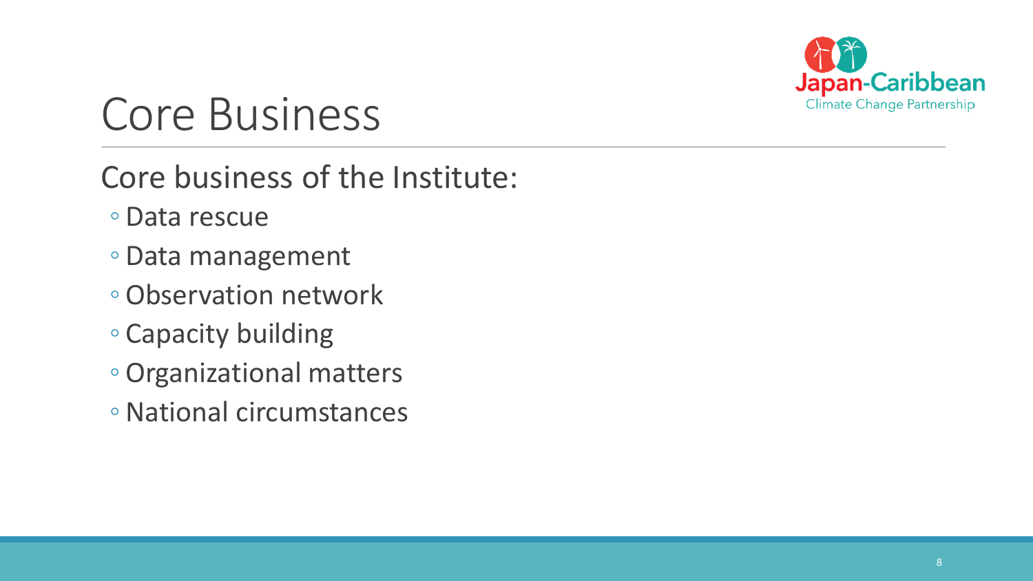# Core Business

Core business of the Institute:

- Data rescue
- Data management
- Observation network
- Capacity building
- Organizational matters
- National circumstances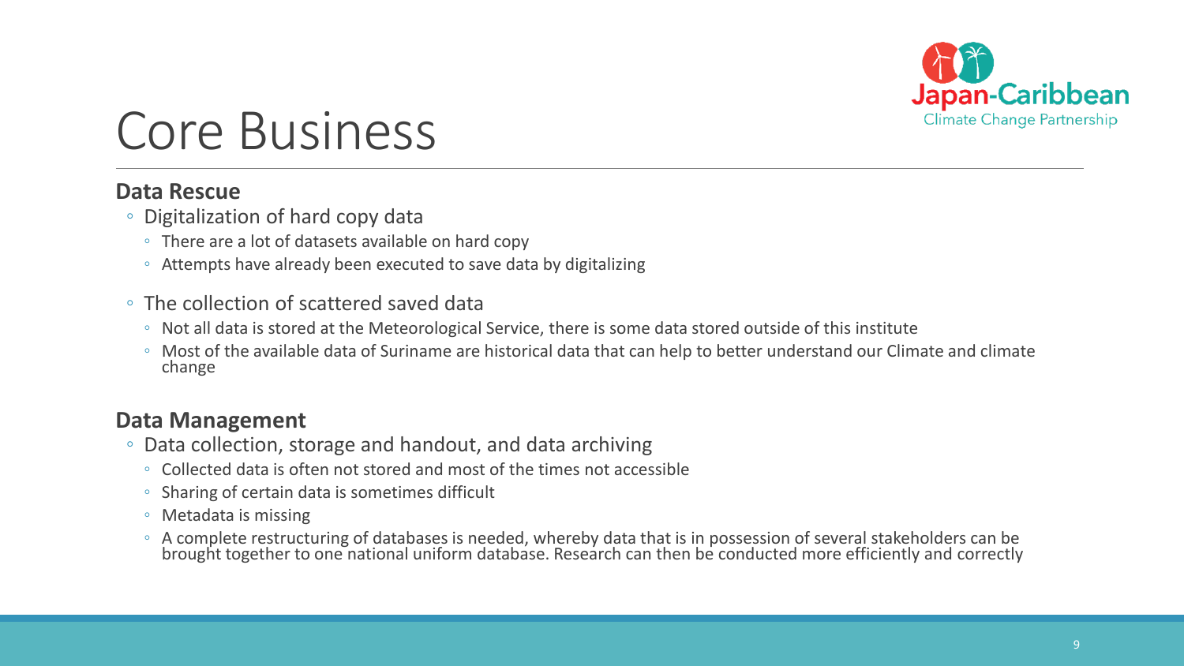# Core Business

**Data Rescue**

- Digitalization of hard copy data
  - There are a lot of datasets available on hard copy
  - Attempts have already been executed to save data by digitalizing
- The collection of scattered saved data
  - Not all data is stored at the Meteorological Service, there is some data stored outside of this institute
  - Most of the available data of Suriname are historical data that can help to better understand our Climate and climate change

**Data Management**

- Data collection, storage and handout, and data archiving
  - Collected data is often not stored and most of the times not accessible
  - Sharing of certain data is sometimes difficult
  - Metadata is missing
  - A complete restructuring of databases is needed, whereby data that is in possession of several stakeholders can be brought together to one national uniform database. Research can then be conducted more efficiently and correctly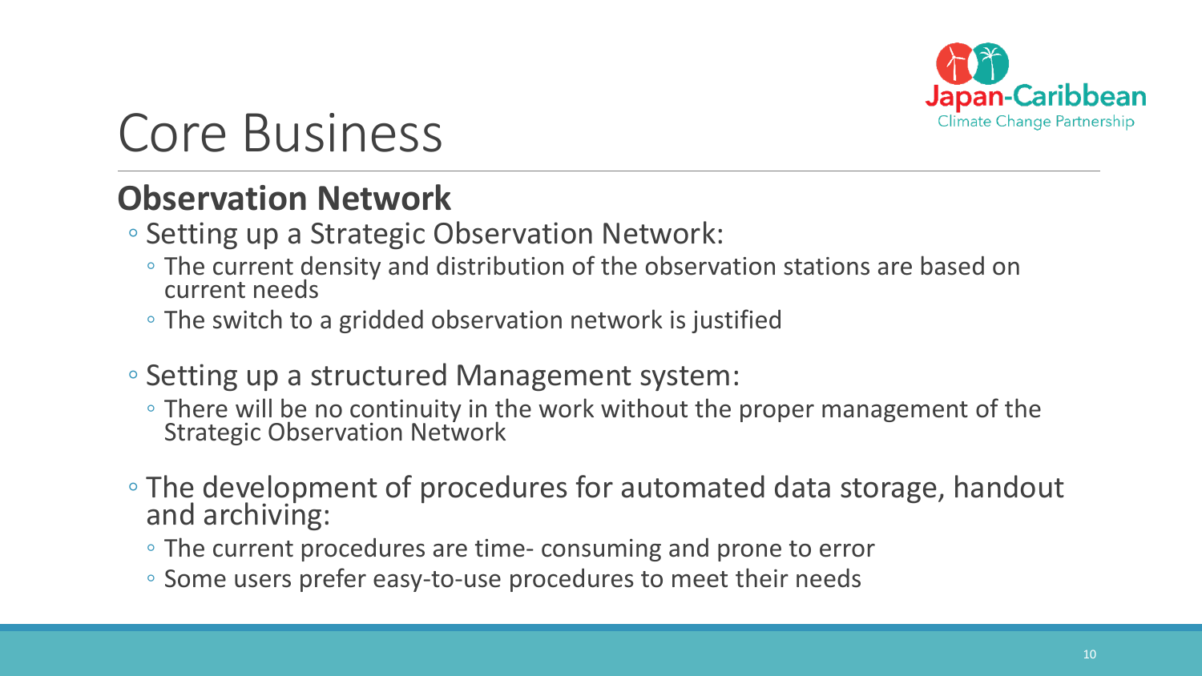# Core Business

## Observation Network

- Setting up a Strategic Observation Network:
  - The current density and distribution of the observation stations are based on current needs
  - The switch to a gridded observation network is justified
- Setting up a structured Management system:
  - There will be no continuity in the work without the proper management of the Strategic Observation Network
- The development of procedures for automated data storage, handout and archiving:
  - The current procedures are time- consuming and prone to error
  - Some users prefer easy-to-use procedures to meet their needs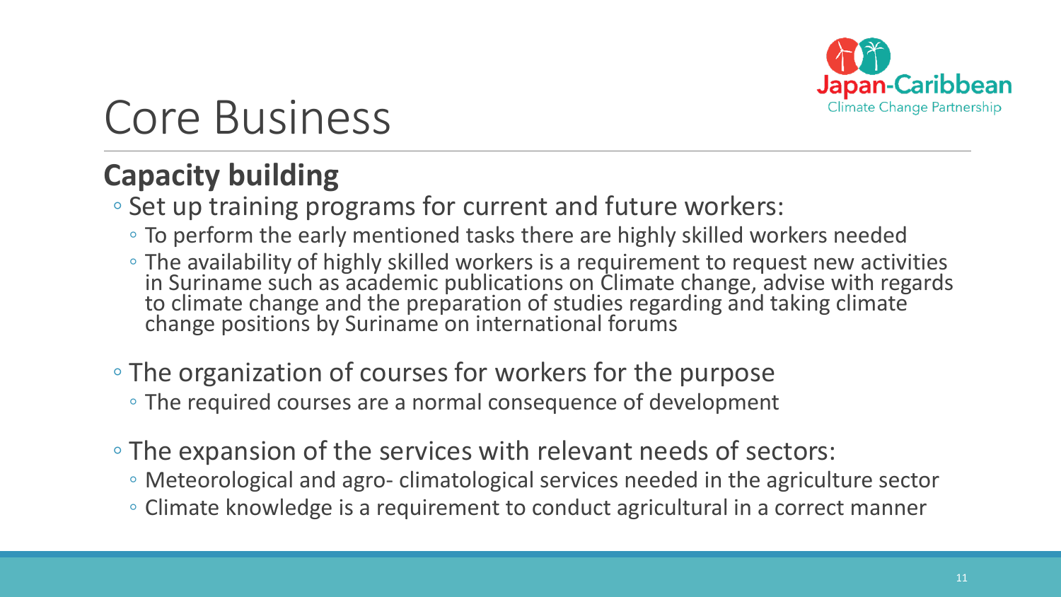# Core Business

## Capacity building

- Set up training programs for current and future workers:
  - To perform the early mentioned tasks there are highly skilled workers needed
  - The availability of highly skilled workers is a requirement to request new activities in Suriname such as academic publications on Climate change, advise with regards to climate change and the preparation of studies regarding and taking climate change positions by Suriname on international forums
- The organization of courses for workers for the purpose
  - The required courses are a normal consequence of development
- The expansion of the services with relevant needs of sectors:
  - Meteorological and agro- climatological services needed in the agriculture sector
  - Climate knowledge is a requirement to conduct agricultural in a correct manner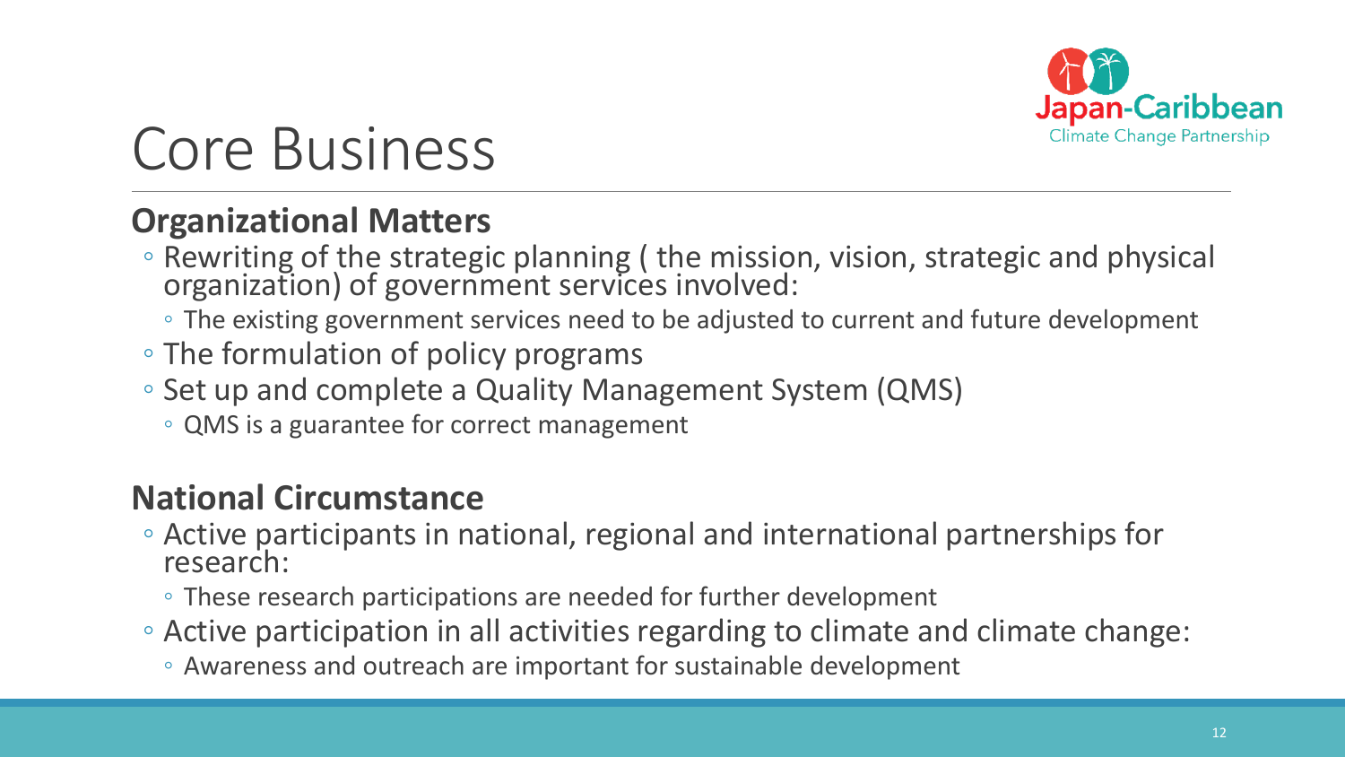# Core Business

## Organizational Matters

- Rewriting of the strategic planning ( the mission, vision, strategic and physical organization) of government services involved:
  - The existing government services need to be adjusted to current and future development
- The formulation of policy programs
- Set up and complete a Quality Management System (QMS)
  - QMS is a guarantee for correct management

## National Circumstance

- Active participants in national, regional and international partnerships for research:
  - These research participations are needed for further development
- Active participation in all activities regarding to climate and climate change:
  - Awareness and outreach are important for sustainable development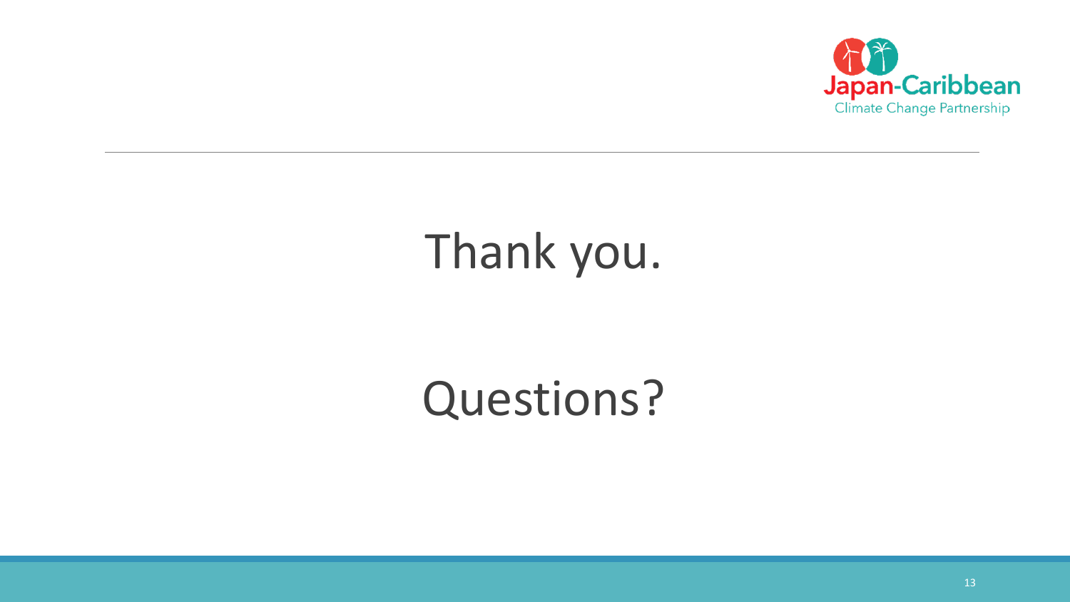Japan-Caribbean
Climate Change Partnership

# Thank you.

# Questions?